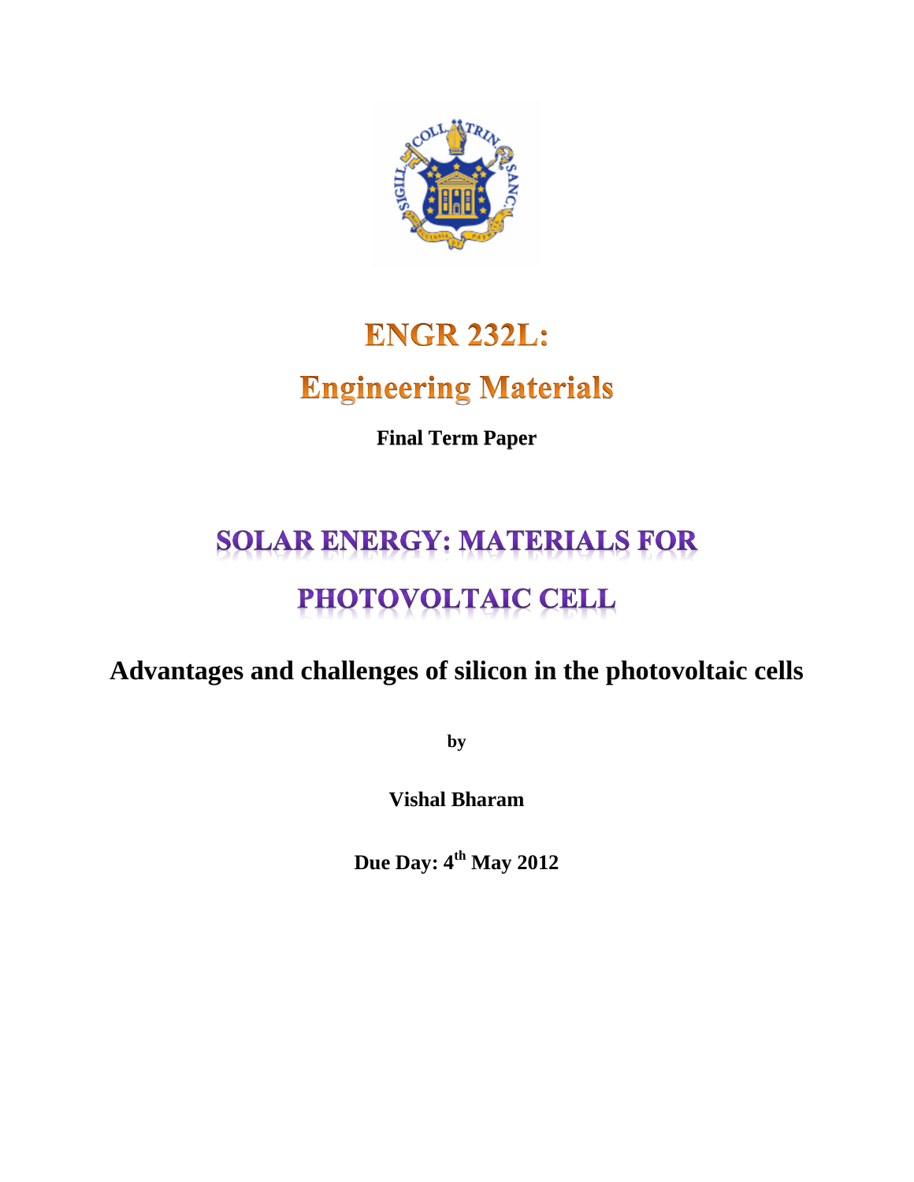# ENGR 232L:

# Engineering Materials

**Final Term Paper**

# SOLAR ENERGY: MATERIALS FOR PHOTOVOLTAIC CELL

## Advantages and challenges of silicon in the photovoltaic cells

**by**

**Vishal Bharam**

**Due Day: 4th May 2012**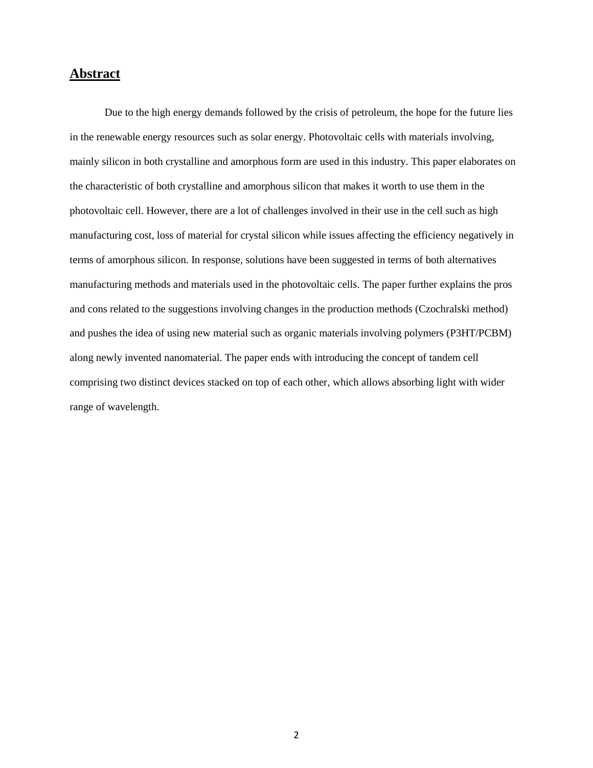## Abstract

Due to the high energy demands followed by the crisis of petroleum, the hope for the future lies in the renewable energy resources such as solar energy. Photovoltaic cells with materials involving, mainly silicon in both crystalline and amorphous form are used in this industry. This paper elaborates on the characteristic of both crystalline and amorphous silicon that makes it worth to use them in the photovoltaic cell. However, there are a lot of challenges involved in their use in the cell such as high manufacturing cost, loss of material for crystal silicon while issues affecting the efficiency negatively in terms of amorphous silicon. In response, solutions have been suggested in terms of both alternatives manufacturing methods and materials used in the photovoltaic cells. The paper further explains the pros and cons related to the suggestions involving changes in the production methods (Czochralski method) and pushes the idea of using new material such as organic materials involving polymers (P3HT/PCBM) along newly invented nanomaterial. The paper ends with introducing the concept of tandem cell comprising two distinct devices stacked on top of each other, which allows absorbing light with wider range of wavelength.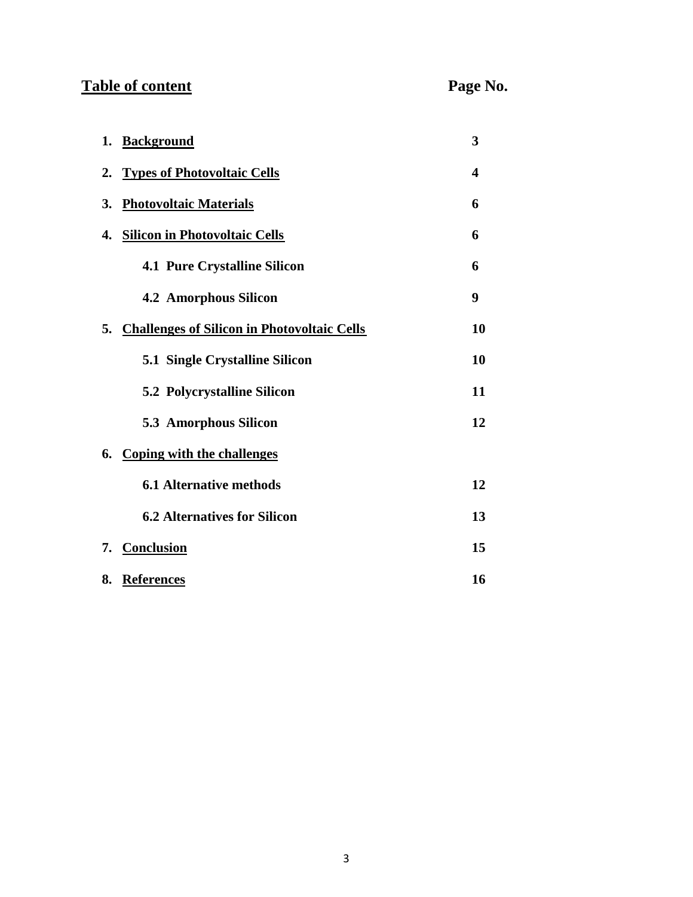## Table of content

| | Page No. |
|---|---|
| 1. **Background** | 3 |
| 2. **Types of Photovoltaic Cells** | 4 |
| 3. **Photovoltaic Materials** | 6 |
| 4. **Silicon in Photovoltaic Cells** | 6 |
| 4.1 Pure Crystalline Silicon | 6 |
| 4.2 Amorphous Silicon | 9 |
| 5. **Challenges of Silicon in Photovoltaic Cells** | 10 |
| 5.1 Single Crystalline Silicon | 10 |
| 5.2 Polycrystalline Silicon | 11 |
| 5.3 Amorphous Silicon | 12 |
| 6. **Coping with the challenges** | |
| 6.1 Alternative methods | 12 |
| 6.2 Alternatives for Silicon | 13 |
| 7. **Conclusion** | 15 |
| 8. **References** | 16 |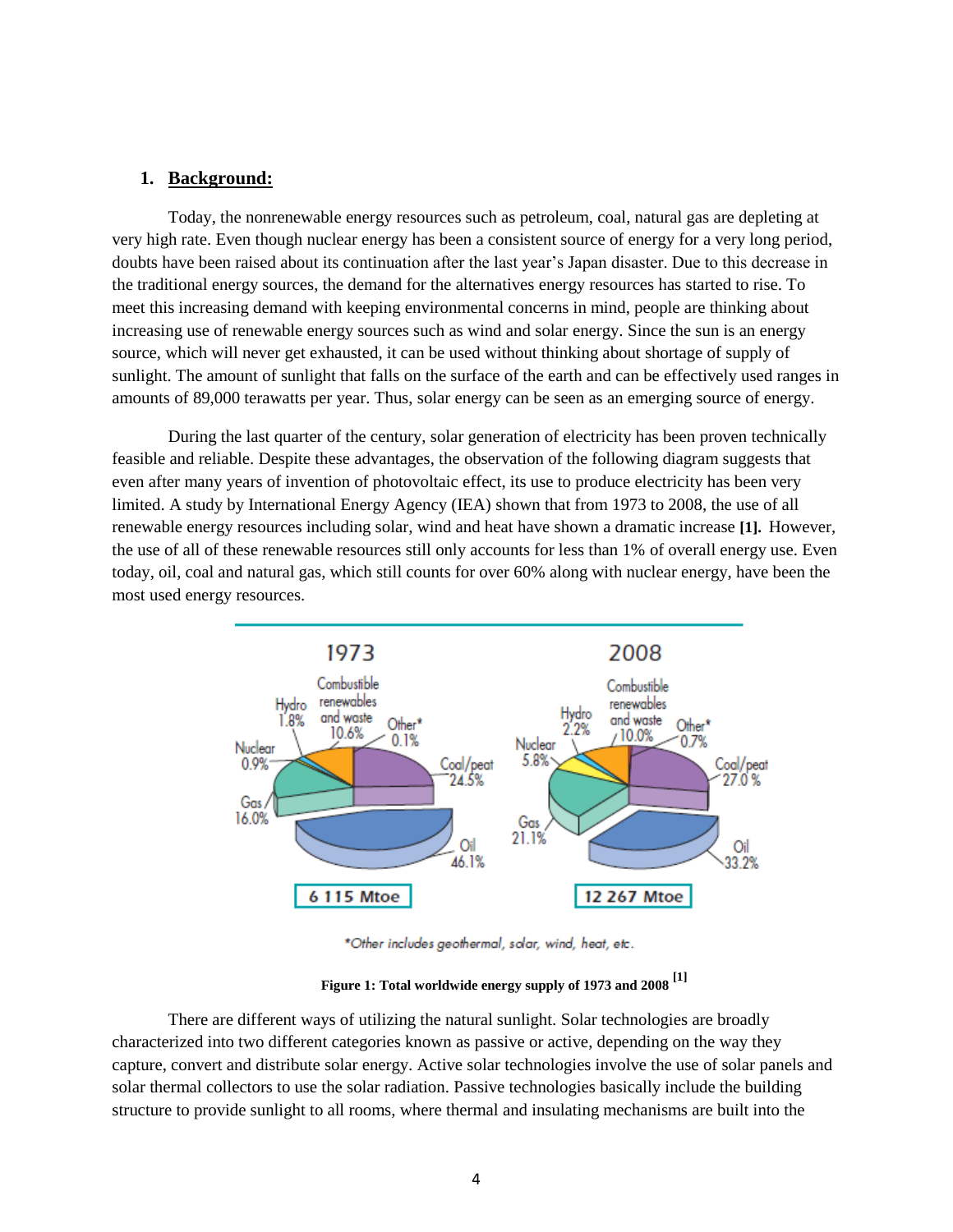## 1. Background:

Today, the nonrenewable energy resources such as petroleum, coal, natural gas are depleting at very high rate. Even though nuclear energy has been a consistent source of energy for a very long period, doubts have been raised about its continuation after the last year's Japan disaster. Due to this decrease in the traditional energy sources, the demand for the alternatives energy resources has started to rise. To meet this increasing demand with keeping environmental concerns in mind, people are thinking about increasing use of renewable energy sources such as wind and solar energy. Since the sun is an energy source, which will never get exhausted, it can be used without thinking about shortage of supply of sunlight. The amount of sunlight that falls on the surface of the earth and can be effectively used ranges in amounts of 89,000 terawatts per year. Thus, solar energy can be seen as an emerging source of energy.

During the last quarter of the century, solar generation of electricity has been proven technically feasible and reliable. Despite these advantages, the observation of the following diagram suggests that even after many years of invention of photovoltaic effect, its use to produce electricity has been very limited. A study by International Energy Agency (IEA) shown that from 1973 to 2008, the use of all renewable energy resources including solar, wind and heat have shown a dramatic increase **[1].** However, the use of all of these renewable resources still only accounts for less than 1% of overall energy use. Even today, oil, coal and natural gas, which still counts for over 60% along with nuclear energy, have been the most used energy resources.

| | 1973 | 2008 |
|---|---|---|
| Oil | 46.1% | 33.2% |
| Coal/peat | 24.5% | 27.0 % |
| Gas | 16.0% | 21.1% |
| Combustible renewables and waste | 10.6% | 10.0% |
| Hydro | 1.8% | 2.2% |
| Nuclear | 0.9% | 5.8% |
| Other* | 0.1% | 0.7% |
| Total | 6 115 Mtoe | 12 267 Mtoe |

*Other includes geothermal, solar, wind, heat, etc.

**Figure 1: Total worldwide energy supply of 1973 and 2008 [1]**

There are different ways of utilizing the natural sunlight. Solar technologies are broadly characterized into two different categories known as passive or active, depending on the way they capture, convert and distribute solar energy. Active solar technologies involve the use of solar panels and solar thermal collectors to use the solar radiation. Passive technologies basically include the building structure to provide sunlight to all rooms, where thermal and insulating mechanisms are built into the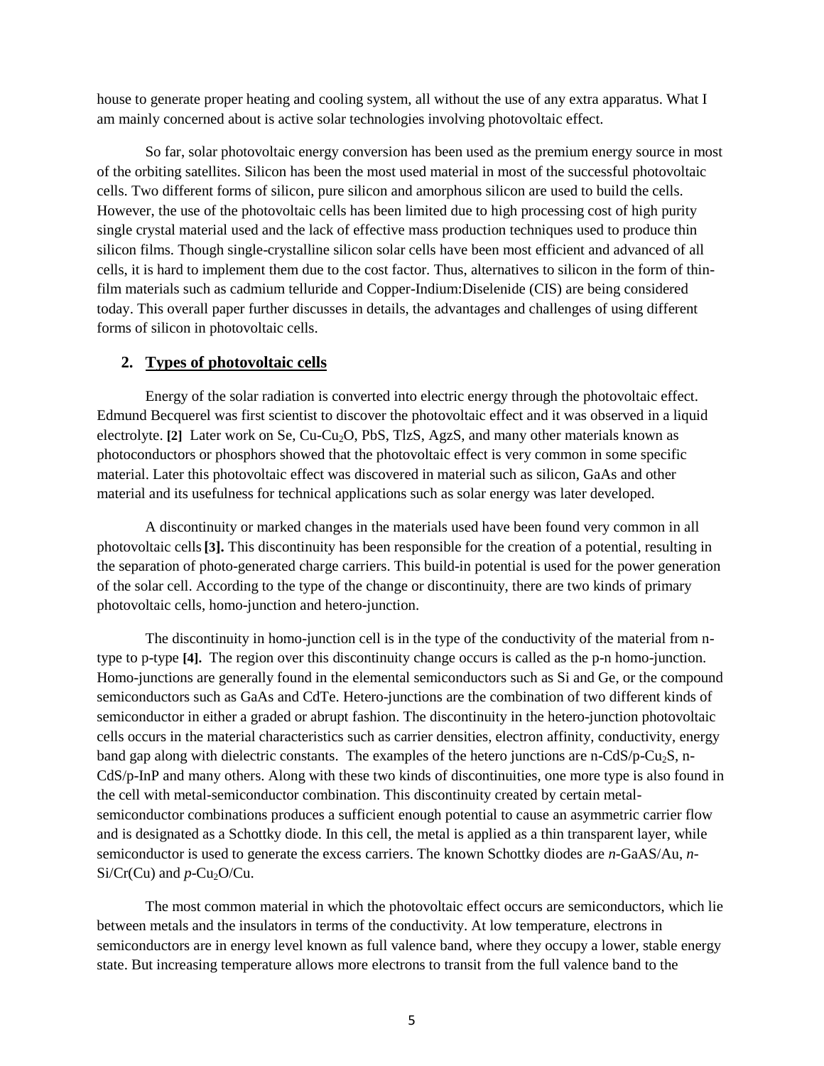house to generate proper heating and cooling system, all without the use of any extra apparatus. What I am mainly concerned about is active solar technologies involving photovoltaic effect.

So far, solar photovoltaic energy conversion has been used as the premium energy source in most of the orbiting satellites. Silicon has been the most used material in most of the successful photovoltaic cells. Two different forms of silicon, pure silicon and amorphous silicon are used to build the cells. However, the use of the photovoltaic cells has been limited due to high processing cost of high purity single crystal material used and the lack of effective mass production techniques used to produce thin silicon films. Though single-crystalline silicon solar cells have been most efficient and advanced of all cells, it is hard to implement them due to the cost factor. Thus, alternatives to silicon in the form of thin-film materials such as cadmium telluride and Copper-Indium:Diselenide (CIS) are being considered today. This overall paper further discusses in details, the advantages and challenges of using different forms of silicon in photovoltaic cells.

## 2. Types of photovoltaic cells

Energy of the solar radiation is converted into electric energy through the photovoltaic effect. Edmund Becquerel was first scientist to discover the photovoltaic effect and it was observed in a liquid electrolyte. **[2]** Later work on Se, Cu-$Cu_2O$, PbS, TlzS, AgzS, and many other materials known as photoconductors or phosphors showed that the photovoltaic effect is very common in some specific material. Later this photovoltaic effect was discovered in material such as silicon, GaAs and other material and its usefulness for technical applications such as solar energy was later developed.

A discontinuity or marked changes in the materials used have been found very common in all photovoltaic cells **[3].** This discontinuity has been responsible for the creation of a potential, resulting in the separation of photo-generated charge carriers. This build-in potential is used for the power generation of the solar cell. According to the type of the change or discontinuity, there are two kinds of primary photovoltaic cells, homo-junction and hetero-junction.

The discontinuity in homo-junction cell is in the type of the conductivity of the material from n-type to p-type **[4].** The region over this discontinuity change occurs is called as the p-n homo-junction. Homo-junctions are generally found in the elemental semiconductors such as Si and Ge, or the compound semiconductors such as GaAs and CdTe. Hetero-junctions are the combination of two different kinds of semiconductor in either a graded or abrupt fashion. The discontinuity in the hetero-junction photovoltaic cells occurs in the material characteristics such as carrier densities, electron affinity, conductivity, energy band gap along with dielectric constants. The examples of the hetero junctions are n-CdS/p-$Cu_2S$, n-CdS/p-InP and many others. Along with these two kinds of discontinuities, one more type is also found in the cell with metal-semiconductor combination. This discontinuity created by certain metal-semiconductor combinations produces a sufficient enough potential to cause an asymmetric carrier flow and is designated as a Schottky diode. In this cell, the metal is applied as a thin transparent layer, while semiconductor is used to generate the excess carriers. The known Schottky diodes are *n*-GaAS/Au, *n*-Si/Cr(Cu) and *p*-$Cu_2O$/Cu.

The most common material in which the photovoltaic effect occurs are semiconductors, which lie between metals and the insulators in terms of the conductivity. At low temperature, electrons in semiconductors are in energy level known as full valence band, where they occupy a lower, stable energy state. But increasing temperature allows more electrons to transit from the full valence band to the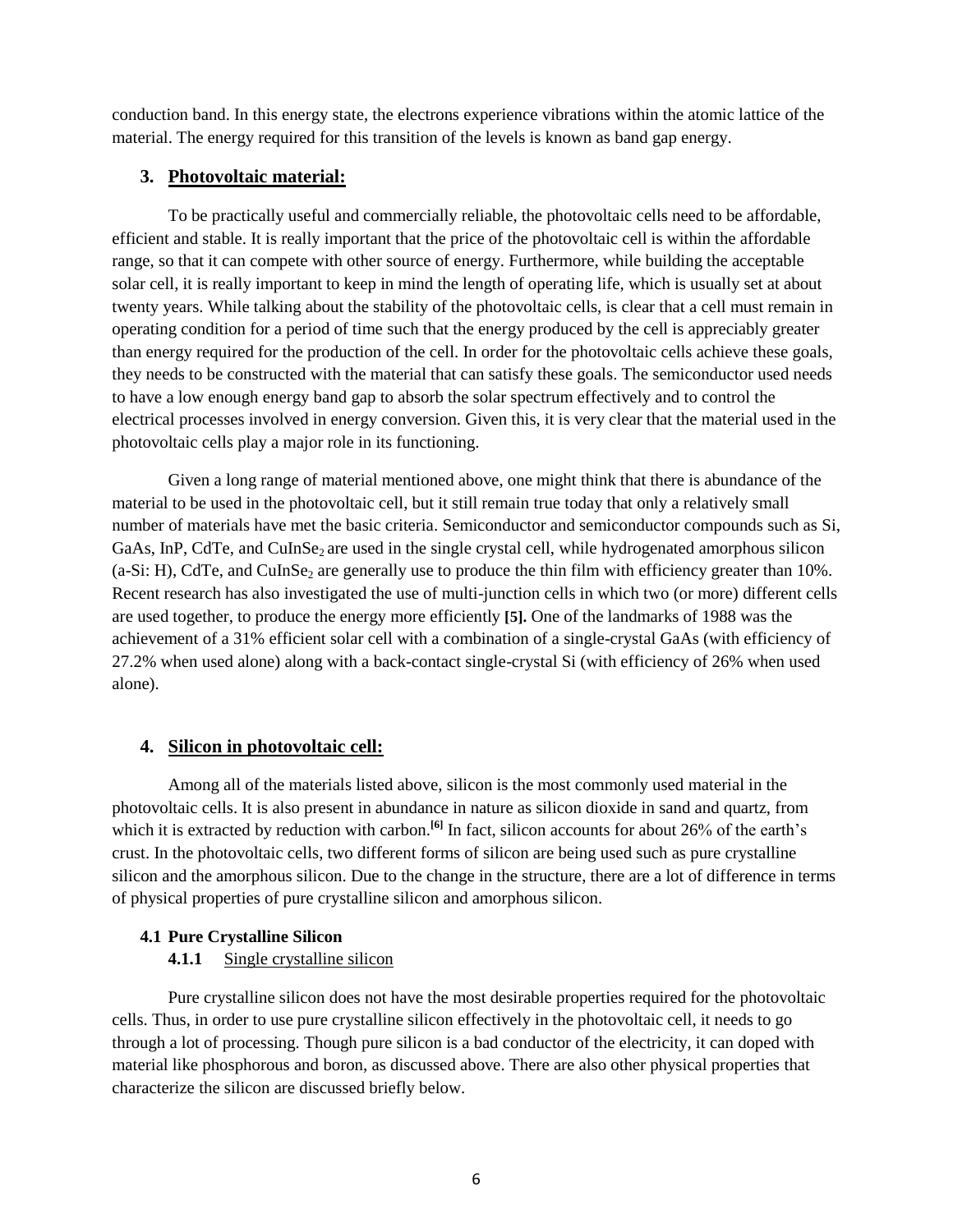conduction band. In this energy state, the electrons experience vibrations within the atomic lattice of the material. The energy required for this transition of the levels is known as band gap energy.

## 3. Photovoltaic material:

To be practically useful and commercially reliable, the photovoltaic cells need to be affordable, efficient and stable. It is really important that the price of the photovoltaic cell is within the affordable range, so that it can compete with other source of energy. Furthermore, while building the acceptable solar cell, it is really important to keep in mind the length of operating life, which is usually set at about twenty years. While talking about the stability of the photovoltaic cells, is clear that a cell must remain in operating condition for a period of time such that the energy produced by the cell is appreciably greater than energy required for the production of the cell. In order for the photovoltaic cells achieve these goals, they needs to be constructed with the material that can satisfy these goals. The semiconductor used needs to have a low enough energy band gap to absorb the solar spectrum effectively and to control the electrical processes involved in energy conversion. Given this, it is very clear that the material used in the photovoltaic cells play a major role in its functioning.

Given a long range of material mentioned above, one might think that there is abundance of the material to be used in the photovoltaic cell, but it still remain true today that only a relatively small number of materials have met the basic criteria. Semiconductor and semiconductor compounds such as Si, GaAs, InP, CdTe, and $CuInSe_2$ are used in the single crystal cell, while hydrogenated amorphous silicon (a-Si: H), CdTe, and $CuInSe_2$ are generally use to produce the thin film with efficiency greater than 10%. Recent research has also investigated the use of multi-junction cells in which two (or more) different cells are used together, to produce the energy more efficiently **[5].** One of the landmarks of 1988 was the achievement of a 31% efficient solar cell with a combination of a single-crystal GaAs (with efficiency of 27.2% when used alone) along with a back-contact single-crystal Si (with efficiency of 26% when used alone).

## 4. Silicon in photovoltaic cell:

Among all of the materials listed above, silicon is the most commonly used material in the photovoltaic cells. It is also present in abundance in nature as silicon dioxide in sand and quartz, from which it is extracted by reduction with carbon.[6] In fact, silicon accounts for about 26% of the earth's crust. In the photovoltaic cells, two different forms of silicon are being used such as pure crystalline silicon and the amorphous silicon. Due to the change in the structure, there are a lot of difference in terms of physical properties of pure crystalline silicon and amorphous silicon.

### 4.1 Pure Crystalline Silicon

#### 4.1.1 Single crystalline silicon

Pure crystalline silicon does not have the most desirable properties required for the photovoltaic cells. Thus, in order to use pure crystalline silicon effectively in the photovoltaic cell, it needs to go through a lot of processing. Though pure silicon is a bad conductor of the electricity, it can doped with material like phosphorous and boron, as discussed above. There are also other physical properties that characterize the silicon are discussed briefly below.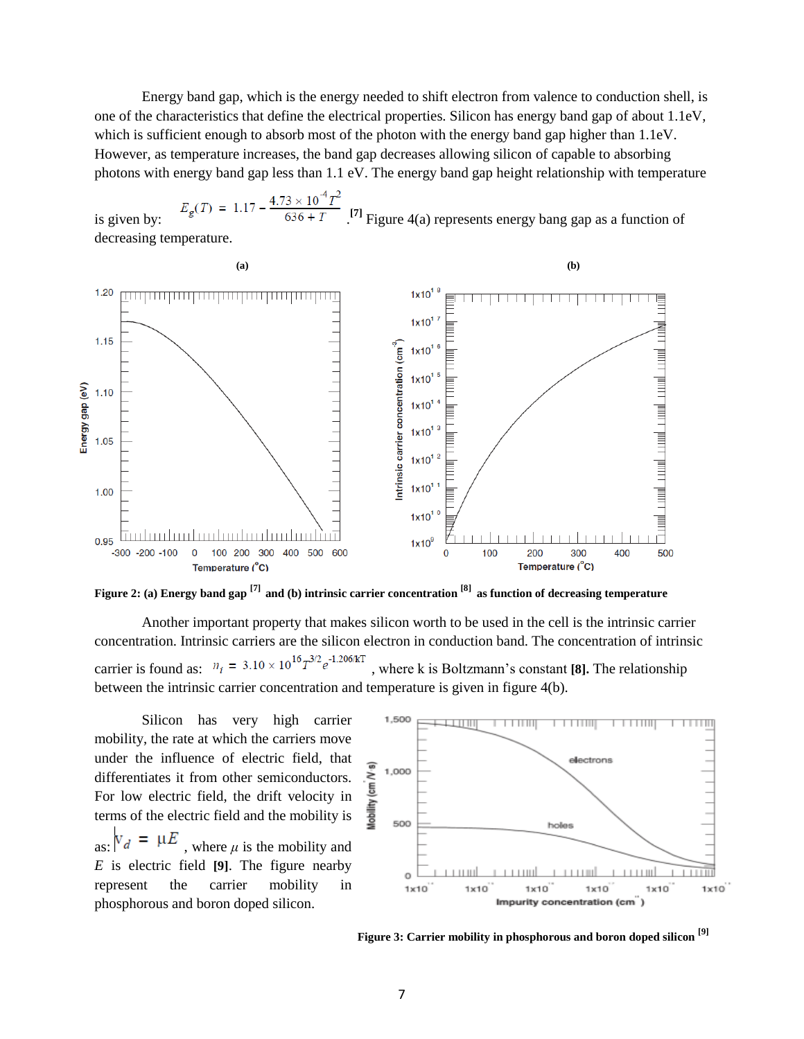Energy band gap, which is the energy needed to shift electron from valence to conduction shell, is one of the characteristics that define the electrical properties. Silicon has energy band gap of about 1.1eV, which is sufficient enough to absorb most of the photon with the energy band gap higher than 1.1eV. However, as temperature increases, the band gap decreases allowing silicon of capable to absorbing photons with energy band gap less than 1.1 eV. The energy band gap height relationship with temperature is given by: $E_g(T) = 1.17 - \frac{4.73 \times 10^{-4} T^2}{636 + T}$. [7] Figure 4(a) represents energy bang gap as a function of decreasing temperature.

**Figure 2: (a) Energy band gap [7] and (b) intrinsic carrier concentration [8] as function of decreasing temperature**

Another important property that makes silicon worth to be used in the cell is the intrinsic carrier concentration. Intrinsic carriers are the silicon electron in conduction band. The concentration of intrinsic carrier is found as: $n_i = 3.10 \times 10^{16} T^{3/2} e^{-1.206/kT}$ , where k is Boltzmann's constant **[8].** The relationship between the intrinsic carrier concentration and temperature is given in figure 4(b).

Silicon has very high carrier mobility, the rate at which the carriers move under the influence of electric field, that differentiates it from other semiconductors. For low electric field, the drift velocity in terms of the electric field and the mobility is as: $v_d = \mu E$ , where $\mu$ is the mobility and $E$ is electric field **[9]**. The figure nearby represent the carrier mobility in phosphorous and boron doped silicon.

**Figure 3: Carrier mobility in phosphorous and boron doped silicon [9]**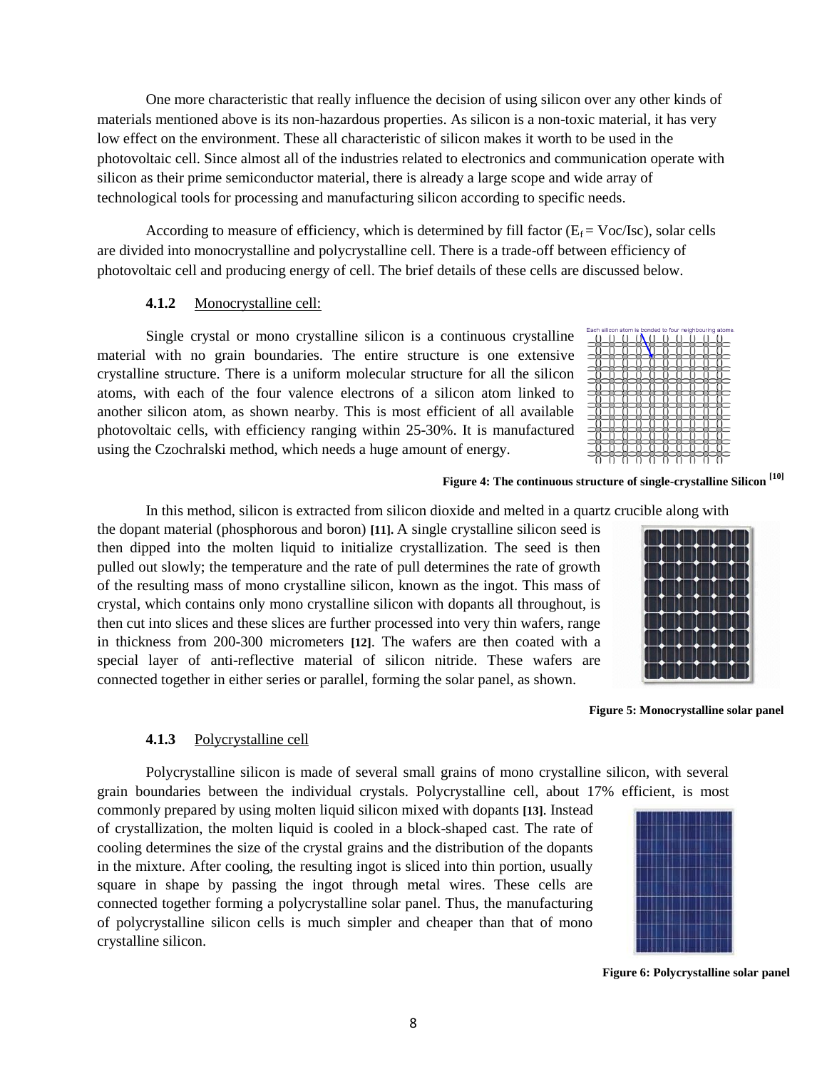One more characteristic that really influence the decision of using silicon over any other kinds of materials mentioned above is its non-hazardous properties. As silicon is a non-toxic material, it has very low effect on the environment. These all characteristic of silicon makes it worth to be used in the photovoltaic cell. Since almost all of the industries related to electronics and communication operate with silicon as their prime semiconductor material, there is already a large scope and wide array of technological tools for processing and manufacturing silicon according to specific needs.

According to measure of efficiency, which is determined by fill factor ($E_f = Voc/Isc$), solar cells are divided into monocrystalline and polycrystalline cell. There is a trade-off between efficiency of photovoltaic cell and producing energy of cell. The brief details of these cells are discussed below.

### 4.1.2 Monocrystalline cell:

Single crystal or mono crystalline silicon is a continuous crystalline material with no grain boundaries. The entire structure is one extensive crystalline structure. There is a uniform molecular structure for all the silicon atoms, with each of the four valence electrons of a silicon atom linked to another silicon atom, as shown nearby. This is most efficient of all available photovoltaic cells, with efficiency ranging within 25-30%. It is manufactured using the Czochralski method, which needs a huge amount of energy.

**Figure 4: The continuous structure of single-crystalline Silicon [10]**

In this method, silicon is extracted from silicon dioxide and melted in a quartz crucible along with the dopant material (phosphorous and boron) **[11].** A single crystalline silicon seed is then dipped into the molten liquid to initialize crystallization. The seed is then pulled out slowly; the temperature and the rate of pull determines the rate of growth of the resulting mass of mono crystalline silicon, known as the ingot. This mass of crystal, which contains only mono crystalline silicon with dopants all throughout, is then cut into slices and these slices are further processed into very thin wafers, range in thickness from 200-300 micrometers **[12]**. The wafers are then coated with a special layer of anti-reflective material of silicon nitride. These wafers are connected together in either series or parallel, forming the solar panel, as shown.

**Figure 5: Monocrystalline solar panel**

### 4.1.3 Polycrystalline cell

Polycrystalline silicon is made of several small grains of mono crystalline silicon, with several grain boundaries between the individual crystals. Polycrystalline cell, about 17% efficient, is most commonly prepared by using molten liquid silicon mixed with dopants **[13]**. Instead of crystallization, the molten liquid is cooled in a block-shaped cast. The rate of cooling determines the size of the crystal grains and the distribution of the dopants in the mixture. After cooling, the resulting ingot is sliced into thin portion, usually square in shape by passing the ingot through metal wires. These cells are connected together forming a polycrystalline solar panel. Thus, the manufacturing of polycrystalline silicon cells is much simpler and cheaper than that of mono crystalline silicon.

**Figure 6: Polycrystalline solar panel**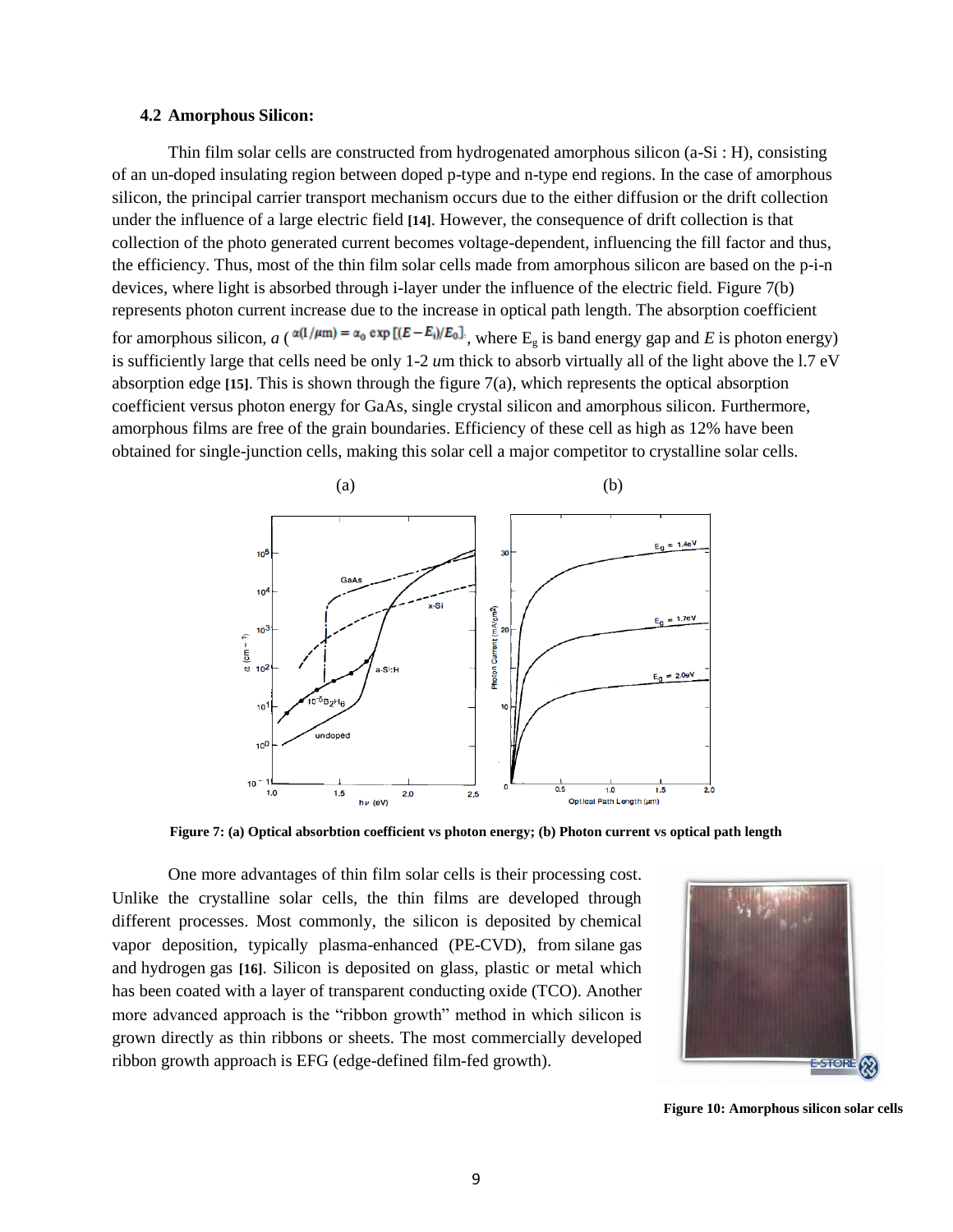**4.2 Amorphous Silicon:**

Thin film solar cells are constructed from hydrogenated amorphous silicon (a-Si : H), consisting of an un-doped insulating region between doped p-type and n-type end regions. In the case of amorphous silicon, the principal carrier transport mechanism occurs due to the either diffusion or the drift collection under the influence of a large electric field **[14]**. However, the consequence of drift collection is that collection of the photo generated current becomes voltage-dependent, influencing the fill factor and thus, the efficiency. Thus, most of the thin film solar cells made from amorphous silicon are based on the p-i-n devices, where light is absorbed through i-layer under the influence of the electric field. Figure 7(b) represents photon current increase due to the increase in optical path length. The absorption coefficient for amorphous silicon, *a* ($\alpha(1/\mu m) = \alpha_0 \exp[(E - E_i)/E_0]$, where $E_g$ is band energy gap and *E* is photon energy) is sufficiently large that cells need be only 1-2 *u*m thick to absorb virtually all of the light above the l.7 eV absorption edge **[15]**. This is shown through the figure 7(a), which represents the optical absorption coefficient versus photon energy for GaAs, single crystal silicon and amorphous silicon. Furthermore, amorphous films are free of the grain boundaries. Efficiency of these cell as high as 12% have been obtained for single-junction cells, making this solar cell a major competitor to crystalline solar cells.

**Figure 7: (a) Optical absorbtion coefficient vs photon energy; (b) Photon current vs optical path length**

One more advantages of thin film solar cells is their processing cost. Unlike the crystalline solar cells, the thin films are developed through different processes. Most commonly, the silicon is deposited by chemical vapor deposition, typically plasma-enhanced (PE-CVD), from silane gas and hydrogen gas **[16]**. Silicon is deposited on glass, plastic or metal which has been coated with a layer of transparent conducting oxide (TCO). Another more advanced approach is the "ribbon growth" method in which silicon is grown directly as thin ribbons or sheets. The most commercially developed ribbon growth approach is EFG (edge-defined film-fed growth).

**Figure 10: Amorphous silicon solar cells**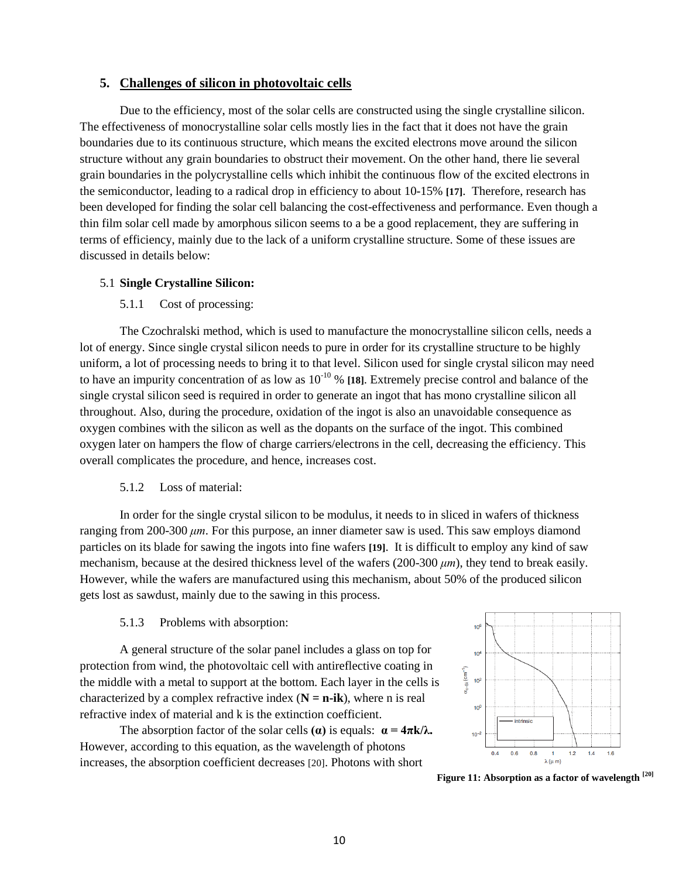## 5. Challenges of silicon in photovoltaic cells

Due to the efficiency, most of the solar cells are constructed using the single crystalline silicon. The effectiveness of monocrystalline solar cells mostly lies in the fact that it does not have the grain boundaries due to its continuous structure, which means the excited electrons move around the silicon structure without any grain boundaries to obstruct their movement. On the other hand, there lie several grain boundaries in the polycrystalline cells which inhibit the continuous flow of the excited electrons in the semiconductor, leading to a radical drop in efficiency to about 10-15% **[17]**. Therefore, research has been developed for finding the solar cell balancing the cost-effectiveness and performance. Even though a thin film solar cell made by amorphous silicon seems to a be a good replacement, they are suffering in terms of efficiency, mainly due to the lack of a uniform crystalline structure. Some of these issues are discussed in details below:

### 5.1 Single Crystalline Silicon:

#### 5.1.1 Cost of processing:

The Czochralski method, which is used to manufacture the monocrystalline silicon cells, needs a lot of energy. Since single crystal silicon needs to pure in order for its crystalline structure to be highly uniform, a lot of processing needs to bring it to that level. Silicon used for single crystal silicon may need to have an impurity concentration of as low as $10^{-10}$ % **[18]**. Extremely precise control and balance of the single crystal silicon seed is required in order to generate an ingot that has mono crystalline silicon all throughout. Also, during the procedure, oxidation of the ingot is also an unavoidable consequence as oxygen combines with the silicon as well as the dopants on the surface of the ingot. This combined oxygen later on hampers the flow of charge carriers/electrons in the cell, decreasing the efficiency. This overall complicates the procedure, and hence, increases cost.

#### 5.1.2 Loss of material:

In order for the single crystal silicon to be modulus, it needs to in sliced in wafers of thickness ranging from 200-300 $\mu m$. For this purpose, an inner diameter saw is used. This saw employs diamond particles on its blade for sawing the ingots into fine wafers **[19]**. It is difficult to employ any kind of saw mechanism, because at the desired thickness level of the wafers (200-300 $\mu m$), they tend to break easily. However, while the wafers are manufactured using this mechanism, about 50% of the produced silicon gets lost as sawdust, mainly due to the sawing in this process.

#### 5.1.3 Problems with absorption:

A general structure of the solar panel includes a glass on top for protection from wind, the photovoltaic cell with antireflective coating in the middle with a metal to support at the bottom. Each layer in the cells is characterized by a complex refractive index (**N = n-ik**), where n is real refractive index of material and k is the extinction coefficient.

The absorption factor of the solar cells **(α)** is equals: $\alpha = 4\pi k/\lambda$. However, according to this equation, as the wavelength of photons increases, the absorption coefficient decreases [20]. Photons with short

**Figure 11: Absorption as a factor of wavelength [20]**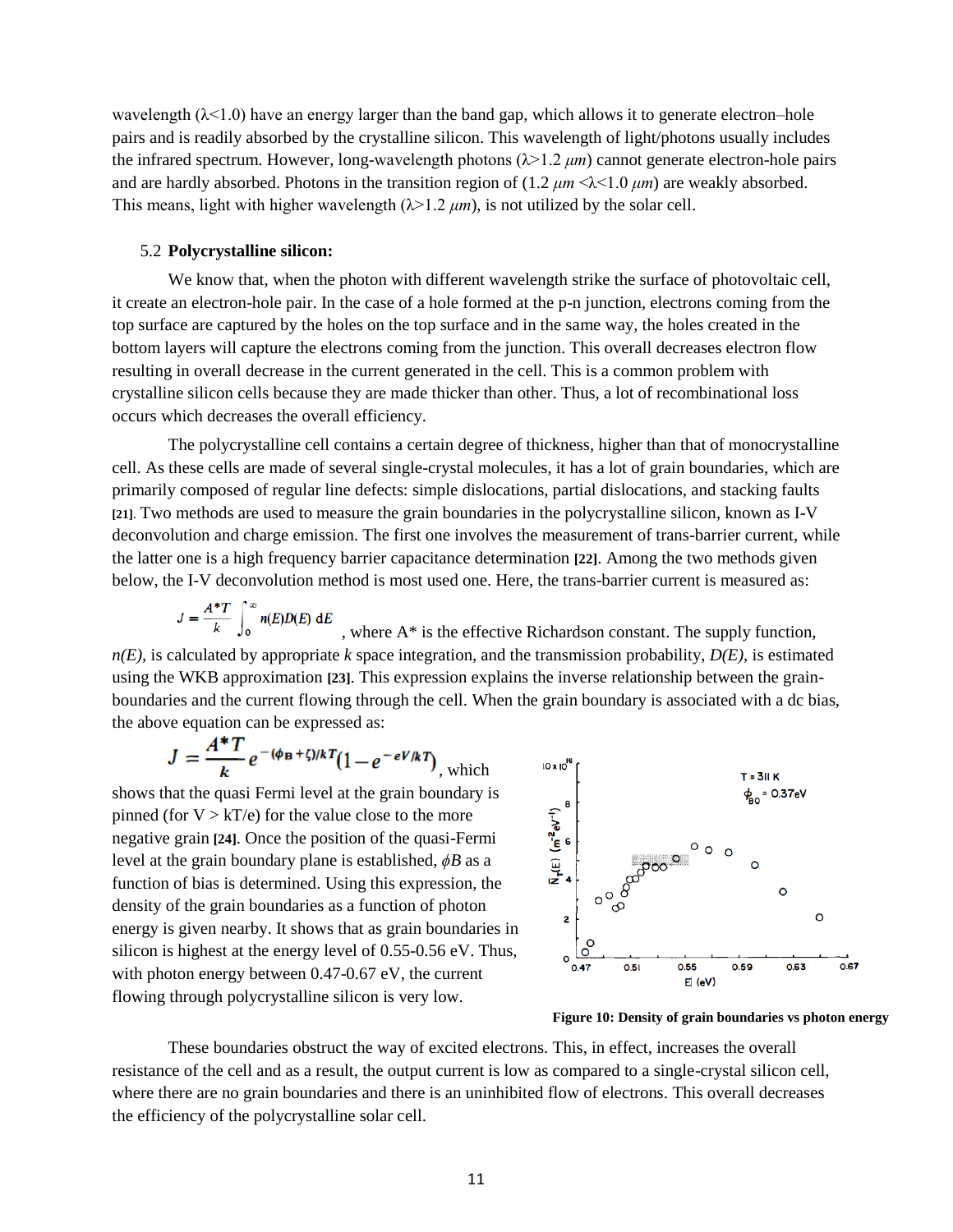wavelength (λ<1.0) have an energy larger than the band gap, which allows it to generate electron–hole pairs and is readily absorbed by the crystalline silicon. This wavelength of light/photons usually includes the infrared spectrum. However, long-wavelength photons (λ>1.2 *μm*) cannot generate electron-hole pairs and are hardly absorbed. Photons in the transition region of (1.2 *μm* <λ<1.0 *μm*) are weakly absorbed. This means, light with higher wavelength (λ>1.2 *μm*), is not utilized by the solar cell.

### 5.2 **Polycrystalline silicon:**

We know that, when the photon with different wavelength strike the surface of photovoltaic cell, it create an electron-hole pair. In the case of a hole formed at the p-n junction, electrons coming from the top surface are captured by the holes on the top surface and in the same way, the holes created in the bottom layers will capture the electrons coming from the junction. This overall decreases electron flow resulting in overall decrease in the current generated in the cell. This is a common problem with crystalline silicon cells because they are made thicker than other. Thus, a lot of recombinational loss occurs which decreases the overall efficiency.

The polycrystalline cell contains a certain degree of thickness, higher than that of monocrystalline cell. As these cells are made of several single-crystal molecules, it has a lot of grain boundaries, which are primarily composed of regular line defects: simple dislocations, partial dislocations, and stacking faults **[21]**. Two methods are used to measure the grain boundaries in the polycrystalline silicon, known as I-V deconvolution and charge emission. The first one involves the measurement of trans-barrier current, while the latter one is a high frequency barrier capacitance determination **[22]**. Among the two methods given below, the I-V deconvolution method is most used one. Here, the trans-barrier current is measured as:

$$J = \frac{A^*T}{k}\int_0^\infty n(E)D(E)\,\mathrm{d}E$$

, where A* is the effective Richardson constant. The supply function, *n(E)*, is calculated by appropriate *k* space integration, and the transmission probability, *D(E)*, is estimated using the WKB approximation **[23]**. This expression explains the inverse relationship between the grain-boundaries and the current flowing through the cell. When the grain boundary is associated with a dc bias, the above equation can be expressed as:

$$J = \frac{A^*T}{k}e^{-(\phi_B+\zeta)/kT}\left(1-e^{-eV/kT}\right)$$

, which shows that the quasi Fermi level at the grain boundary is pinned (for V > kT/e) for the value close to the more negative grain **[24]**. Once the position of the quasi-Fermi level at the grain boundary plane is established, $\phi B$ as a function of bias is determined. Using this expression, the density of the grain boundaries as a function of photon energy is given nearby. It shows that as grain boundaries in silicon is highest at the energy level of 0.55-0.56 eV. Thus, with photon energy between 0.47-0.67 eV, the current flowing through polycrystalline silicon is very low.

**Figure 10: Density of grain boundaries vs photon energy**

These boundaries obstruct the way of excited electrons. This, in effect, increases the overall resistance of the cell and as a result, the output current is low as compared to a single-crystal silicon cell, where there are no grain boundaries and there is an uninhibited flow of electrons. This overall decreases the efficiency of the polycrystalline solar cell.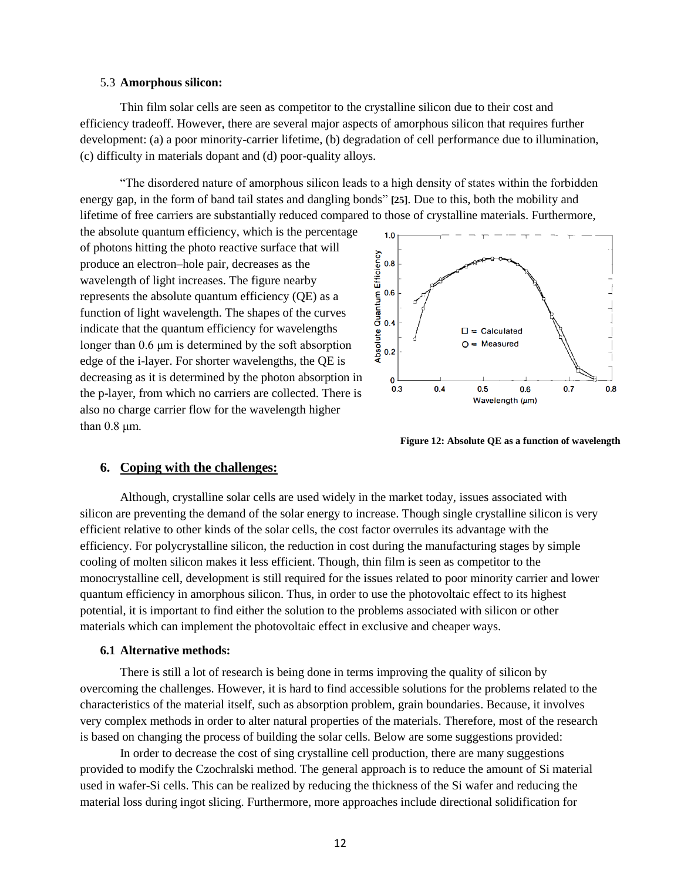### 5.3 **Amorphous silicon:**

Thin film solar cells are seen as competitor to the crystalline silicon due to their cost and efficiency tradeoff. However, there are several major aspects of amorphous silicon that requires further development: (a) a poor minority-carrier lifetime, (b) degradation of cell performance due to illumination, (c) difficulty in materials dopant and (d) poor-quality alloys.

"The disordered nature of amorphous silicon leads to a high density of states within the forbidden energy gap, in the form of band tail states and dangling bonds" **[25]**. Due to this, both the mobility and lifetime of free carriers are substantially reduced compared to those of crystalline materials. Furthermore, the absolute quantum efficiency, which is the percentage of photons hitting the photo reactive surface that will produce an electron–hole pair, decreases as the wavelength of light increases. The figure nearby represents the absolute quantum efficiency (QE) as a function of light wavelength. The shapes of the curves indicate that the quantum efficiency for wavelengths longer than 0.6 μm is determined by the soft absorption edge of the i-layer. For shorter wavelengths, the QE is decreasing as it is determined by the photon absorption in the p-layer, from which no carriers are collected. There is also no charge carrier flow for the wavelength higher than 0.8 μm.

**Figure 12: Absolute QE as a function of wavelength**

## 6. **Coping with the challenges:**

Although, crystalline solar cells are used widely in the market today, issues associated with silicon are preventing the demand of the solar energy to increase. Though single crystalline silicon is very efficient relative to other kinds of the solar cells, the cost factor overrules its advantage with the efficiency. For polycrystalline silicon, the reduction in cost during the manufacturing stages by simple cooling of molten silicon makes it less efficient. Though, thin film is seen as competitor to the monocrystalline cell, development is still required for the issues related to poor minority carrier and lower quantum efficiency in amorphous silicon. Thus, in order to use the photovoltaic effect to its highest potential, it is important to find either the solution to the problems associated with silicon or other materials which can implement the photovoltaic effect in exclusive and cheaper ways.

### 6.1 **Alternative methods:**

There is still a lot of research is being done in terms improving the quality of silicon by overcoming the challenges. However, it is hard to find accessible solutions for the problems related to the characteristics of the material itself, such as absorption problem, grain boundaries. Because, it involves very complex methods in order to alter natural properties of the materials. Therefore, most of the research is based on changing the process of building the solar cells. Below are some suggestions provided:

In order to decrease the cost of sing crystalline cell production, there are many suggestions provided to modify the Czochralski method. The general approach is to reduce the amount of Si material used in wafer-Si cells. This can be realized by reducing the thickness of the Si wafer and reducing the material loss during ingot slicing. Furthermore, more approaches include directional solidification for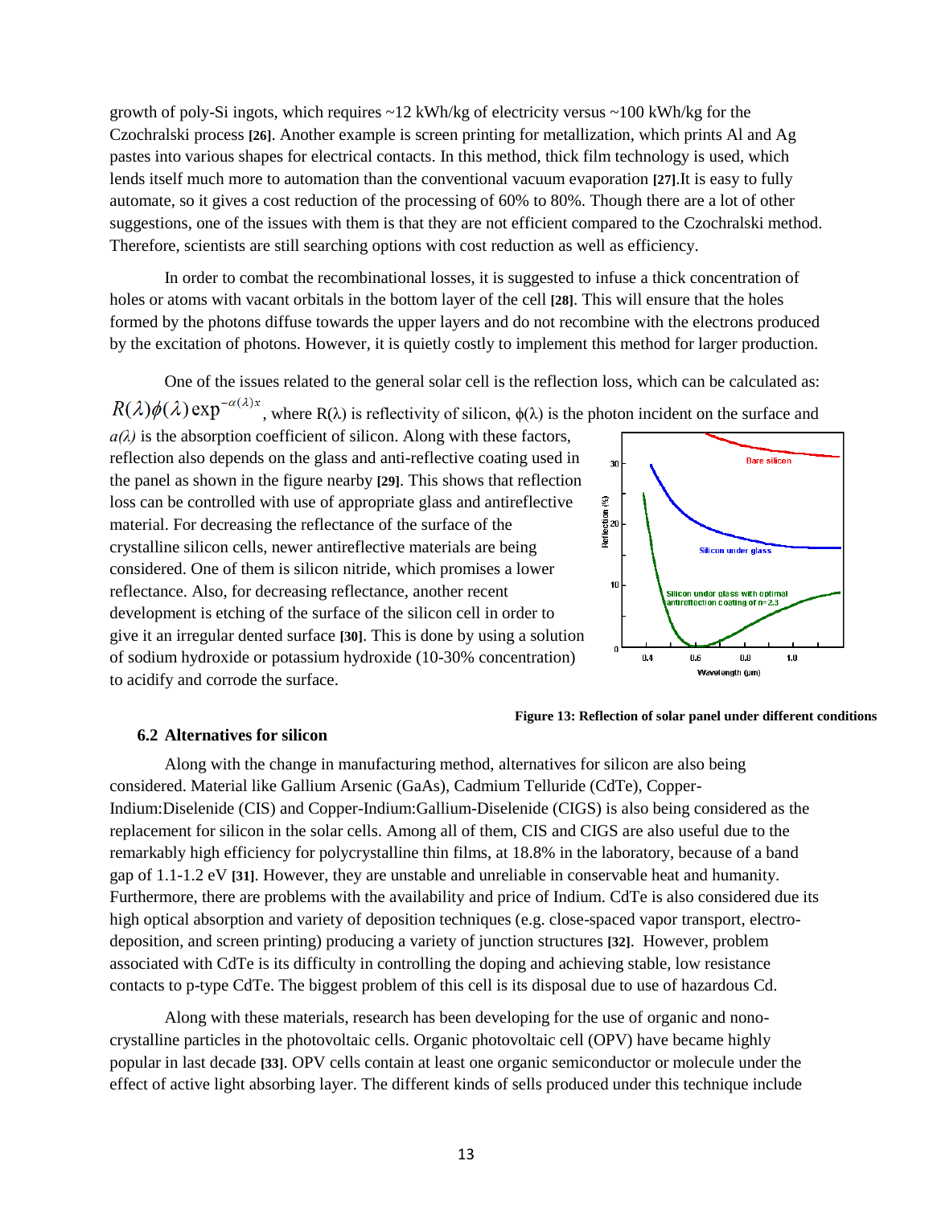growth of poly-Si ingots, which requires ~12 kWh/kg of electricity versus ~100 kWh/kg for the Czochralski process **[26]**. Another example is screen printing for metallization, which prints Al and Ag pastes into various shapes for electrical contacts. In this method, thick film technology is used, which lends itself much more to automation than the conventional vacuum evaporation **[27]**.It is easy to fully automate, so it gives a cost reduction of the processing of 60% to 80%. Though there are a lot of other suggestions, one of the issues with them is that they are not efficient compared to the Czochralski method. Therefore, scientists are still searching options with cost reduction as well as efficiency.

In order to combat the recombinational losses, it is suggested to infuse a thick concentration of holes or atoms with vacant orbitals in the bottom layer of the cell **[28]**. This will ensure that the holes formed by the photons diffuse towards the upper layers and do not recombine with the electrons produced by the excitation of photons. However, it is quietly costly to implement this method for larger production.

One of the issues related to the general solar cell is the reflection loss, which can be calculated as: $R(\lambda)\phi(\lambda)\exp^{-\alpha(\lambda)x}$, where R(λ) is reflectivity of silicon, ϕ(λ) is the photon incident on the surface and *a(λ)* is the absorption coefficient of silicon. Along with these factors, reflection also depends on the glass and anti-reflective coating used in the panel as shown in the figure nearby **[29]**. This shows that reflection loss can be controlled with use of appropriate glass and antireflective material. For decreasing the reflectance of the surface of the crystalline silicon cells, newer antireflective materials are being considered. One of them is silicon nitride, which promises a lower reflectance. Also, for decreasing reflectance, another recent development is etching of the surface of the silicon cell in order to give it an irregular dented surface **[30]**. This is done by using a solution of sodium hydroxide or potassium hydroxide (10-30% concentration) to acidify and corrode the surface.

**Figure 13: Reflection of solar panel under different conditions**

### 6.2 Alternatives for silicon

Along with the change in manufacturing method, alternatives for silicon are also being considered. Material like Gallium Arsenic (GaAs), Cadmium Telluride (CdTe), Copper-Indium:Diselenide (CIS) and Copper-Indium:Gallium-Diselenide (CIGS) is also being considered as the replacement for silicon in the solar cells. Among all of them, CIS and CIGS are also useful due to the remarkably high efficiency for polycrystalline thin films, at 18.8% in the laboratory, because of a band gap of 1.1-1.2 eV **[31]**. However, they are unstable and unreliable in conservable heat and humanity. Furthermore, there are problems with the availability and price of Indium. CdTe is also considered due its high optical absorption and variety of deposition techniques (e.g. close-spaced vapor transport, electro-deposition, and screen printing) producing a variety of junction structures **[32]**. However, problem associated with CdTe is its difficulty in controlling the doping and achieving stable, low resistance contacts to p-type CdTe. The biggest problem of this cell is its disposal due to use of hazardous Cd.

Along with these materials, research has been developing for the use of organic and nono-crystalline particles in the photovoltaic cells. Organic photovoltaic cell (OPV) have became highly popular in last decade **[33]**. OPV cells contain at least one organic semiconductor or molecule under the effect of active light absorbing layer. The different kinds of sells produced under this technique include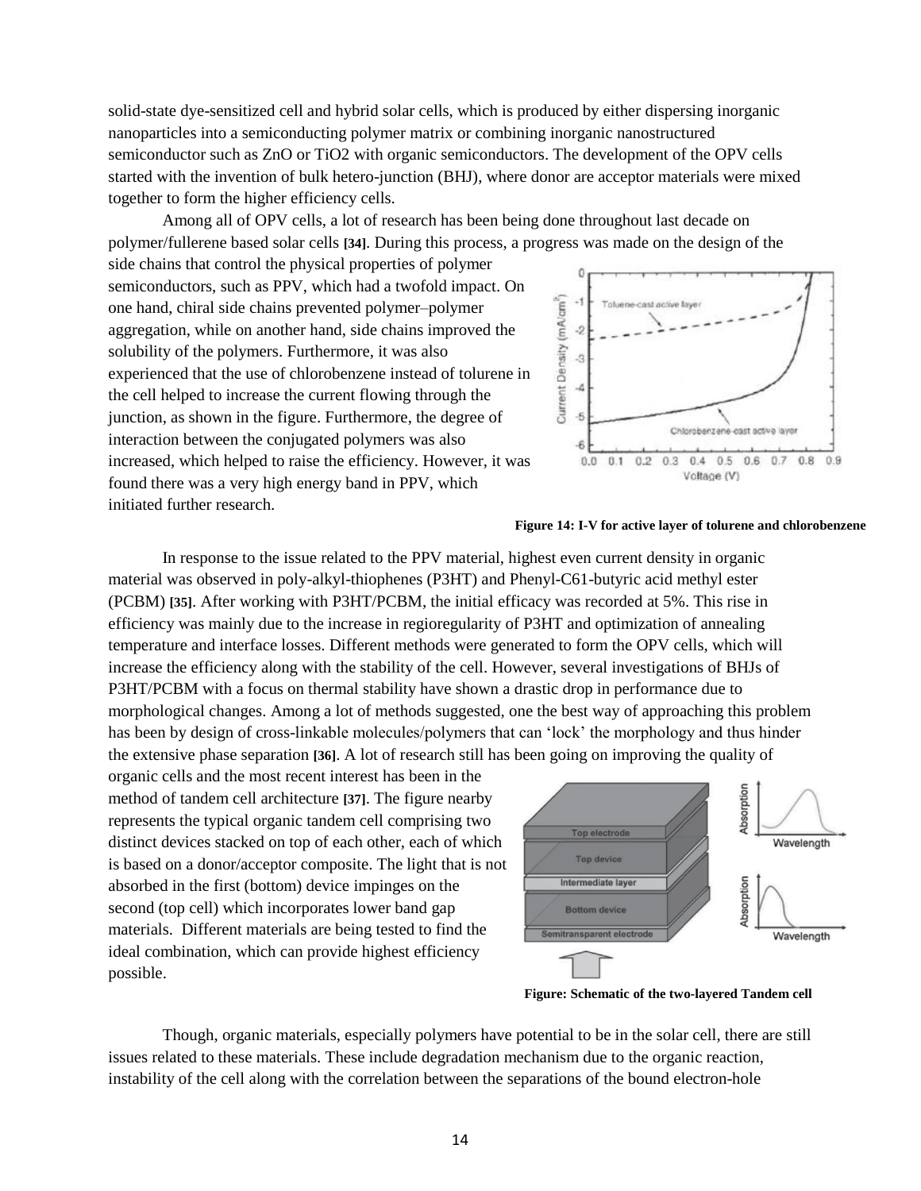solid-state dye-sensitized cell and hybrid solar cells, which is produced by either dispersing inorganic nanoparticles into a semiconducting polymer matrix or combining inorganic nanostructured semiconductor such as ZnO or TiO2 with organic semiconductors. The development of the OPV cells started with the invention of bulk hetero-junction (BHJ), where donor are acceptor materials were mixed together to form the higher efficiency cells.

Among all of OPV cells, a lot of research has been being done throughout last decade on polymer/fullerene based solar cells **[34]**. During this process, a progress was made on the design of the side chains that control the physical properties of polymer semiconductors, such as PPV, which had a twofold impact. On one hand, chiral side chains prevented polymer–polymer aggregation, while on another hand, side chains improved the solubility of the polymers. Furthermore, it was also experienced that the use of chlorobenzene instead of tolurene in the cell helped to increase the current flowing through the junction, as shown in the figure. Furthermore, the degree of interaction between the conjugated polymers was also increased, which helped to raise the efficiency. However, it was found there was a very high energy band in PPV, which initiated further research.

**Figure 14: I-V for active layer of tolurene and chlorobenzene**

In response to the issue related to the PPV material, highest even current density in organic material was observed in poly-alkyl-thiophenes (P3HT) and Phenyl-C61-butyric acid methyl ester (PCBM) **[35]**. After working with P3HT/PCBM, the initial efficacy was recorded at 5%. This rise in efficiency was mainly due to the increase in regioregularity of P3HT and optimization of annealing temperature and interface losses. Different methods were generated to form the OPV cells, which will increase the efficiency along with the stability of the cell. However, several investigations of BHJs of P3HT/PCBM with a focus on thermal stability have shown a drastic drop in performance due to morphological changes. Among a lot of methods suggested, one the best way of approaching this problem has been by design of cross-linkable molecules/polymers that can 'lock' the morphology and thus hinder the extensive phase separation **[36]**. A lot of research still has been going on improving the quality of organic cells and the most recent interest has been in the method of tandem cell architecture **[37]**. The figure nearby represents the typical organic tandem cell comprising two distinct devices stacked on top of each other, each of which is based on a donor/acceptor composite. The light that is not absorbed in the first (bottom) device impinges on the second (top cell) which incorporates lower band gap materials. Different materials are being tested to find the ideal combination, which can provide highest efficiency possible.

**Figure: Schematic of the two-layered Tandem cell**

Though, organic materials, especially polymers have potential to be in the solar cell, there are still issues related to these materials. These include degradation mechanism due to the organic reaction, instability of the cell along with the correlation between the separations of the bound electron-hole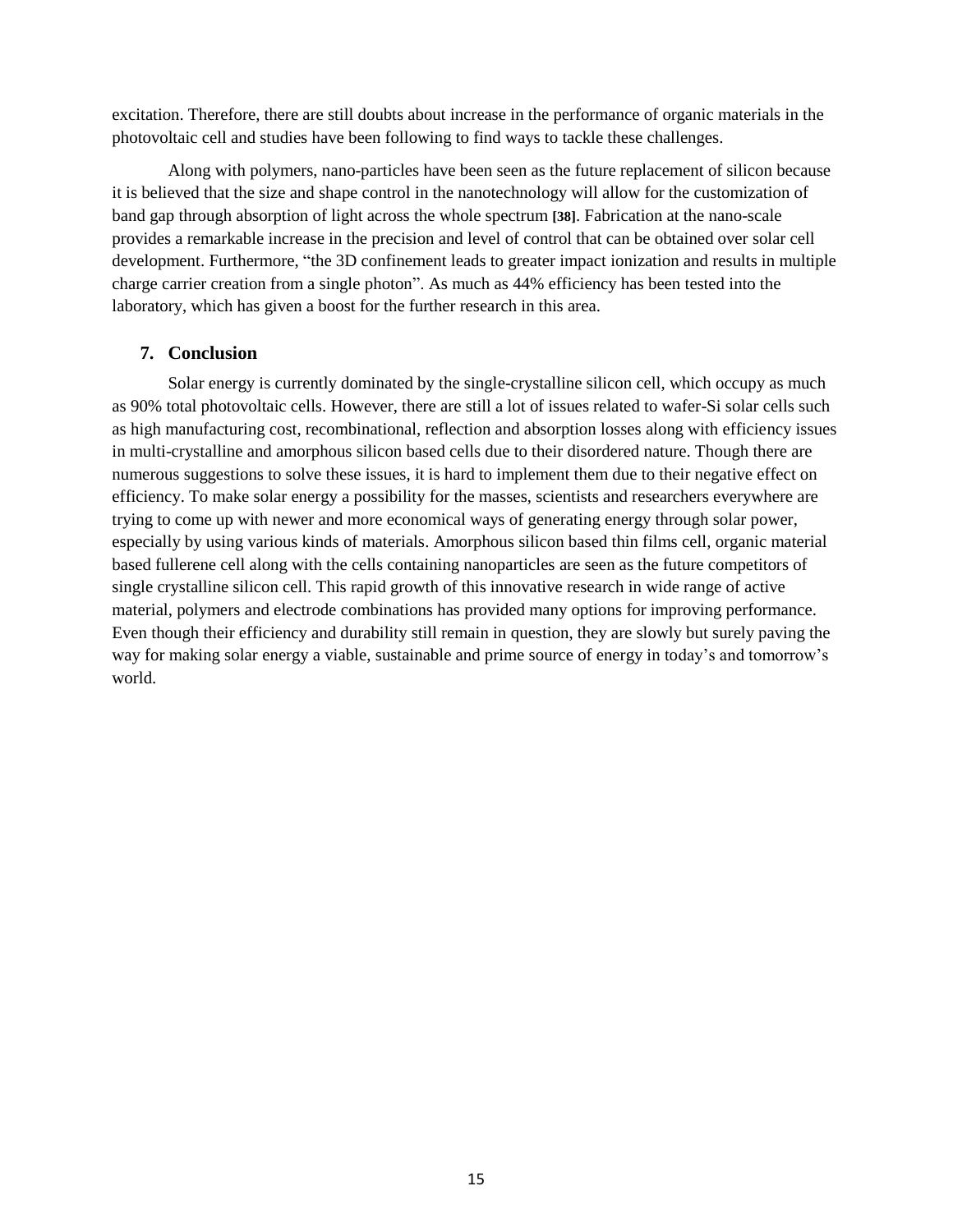excitation. Therefore, there are still doubts about increase in the performance of organic materials in the photovoltaic cell and studies have been following to find ways to tackle these challenges.

Along with polymers, nano-particles have been seen as the future replacement of silicon because it is believed that the size and shape control in the nanotechnology will allow for the customization of band gap through absorption of light across the whole spectrum **[38]**. Fabrication at the nano-scale provides a remarkable increase in the precision and level of control that can be obtained over solar cell development. Furthermore, "the 3D confinement leads to greater impact ionization and results in multiple charge carrier creation from a single photon". As much as 44% efficiency has been tested into the laboratory, which has given a boost for the further research in this area.

## 7. Conclusion

Solar energy is currently dominated by the single-crystalline silicon cell, which occupy as much as 90% total photovoltaic cells. However, there are still a lot of issues related to wafer-Si solar cells such as high manufacturing cost, recombinational, reflection and absorption losses along with efficiency issues in multi-crystalline and amorphous silicon based cells due to their disordered nature. Though there are numerous suggestions to solve these issues, it is hard to implement them due to their negative effect on efficiency. To make solar energy a possibility for the masses, scientists and researchers everywhere are trying to come up with newer and more economical ways of generating energy through solar power, especially by using various kinds of materials. Amorphous silicon based thin films cell, organic material based fullerene cell along with the cells containing nanoparticles are seen as the future competitors of single crystalline silicon cell. This rapid growth of this innovative research in wide range of active material, polymers and electrode combinations has provided many options for improving performance. Even though their efficiency and durability still remain in question, they are slowly but surely paving the way for making solar energy a viable, sustainable and prime source of energy in today's and tomorrow's world.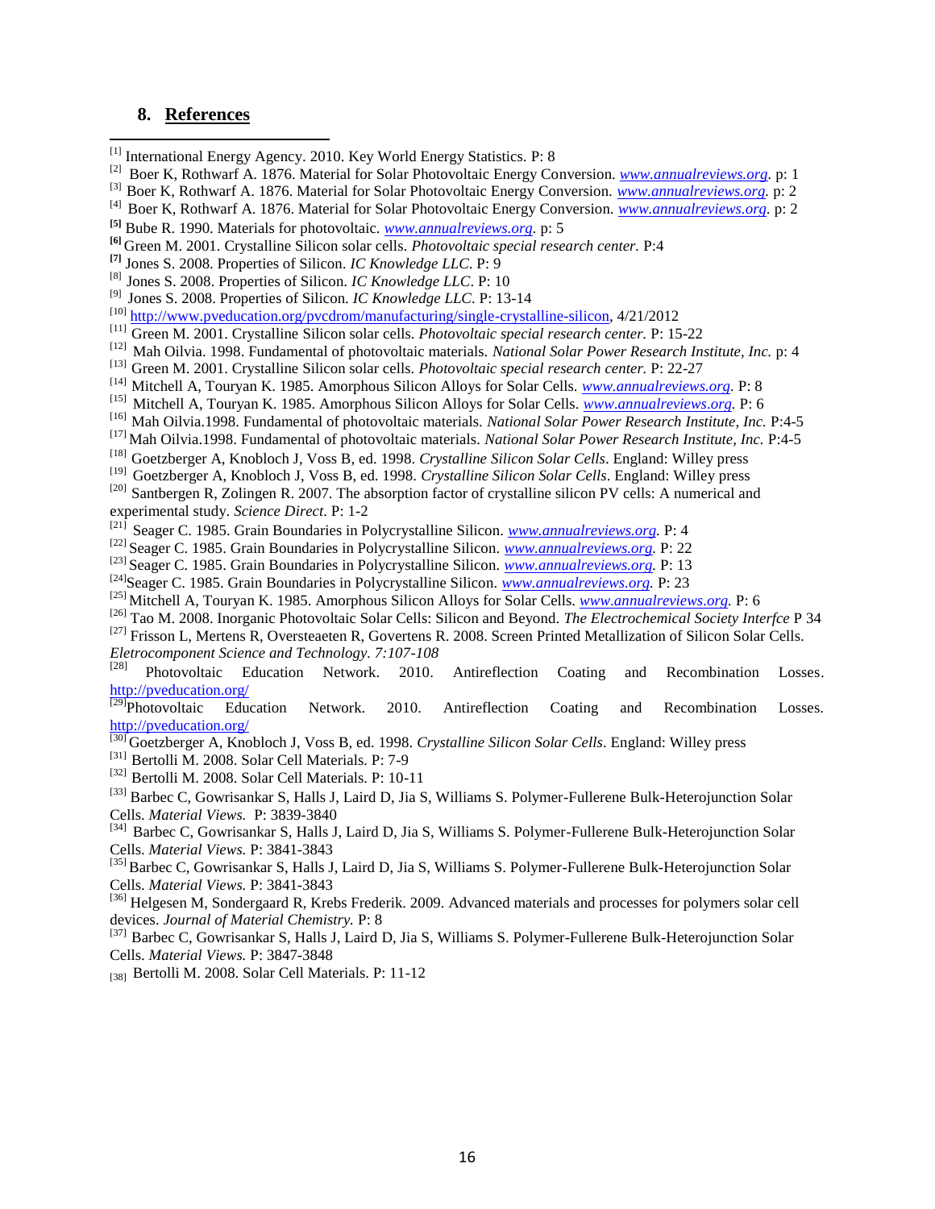## 8. References

[1] International Energy Agency. 2010. Key World Energy Statistics. P: 8

[2] Boer K, Rothwarf A. 1876. Material for Solar Photovoltaic Energy Conversion. *www.annualreviews.org.* p: 1

[3] Boer K, Rothwarf A. 1876. Material for Solar Photovoltaic Energy Conversion. *www.annualreviews.org.* p: 2

[4] Boer K, Rothwarf A. 1876. Material for Solar Photovoltaic Energy Conversion. *www.annualreviews.org.* p: 2

[5] Bube R. 1990. Materials for photovoltaic. *www.annualreviews.org.* p: 5

[6] Green M. 2001. Crystalline Silicon solar cells. *Photovoltaic special research center.* P:4

[7] Jones S. 2008. Properties of Silicon. *IC Knowledge LLC*. P: 9

[8] Jones S. 2008. Properties of Silicon. *IC Knowledge LLC*. P: 10

[9] Jones S. 2008. Properties of Silicon. *IC Knowledge LLC*. P: 13-14

[10] http://www.pveducation.org/pvcdrom/manufacturing/single-crystalline-silicon, 4/21/2012

[11] Green M. 2001. Crystalline Silicon solar cells. *Photovoltaic special research center.* P: 15-22

[12] Mah Oilvia. 1998. Fundamental of photovoltaic materials. *National Solar Power Research Institute, Inc.* p: 4

[13] Green M. 2001. Crystalline Silicon solar cells. *Photovoltaic special research center.* P: 22-27

[14] Mitchell A, Touryan K. 1985. Amorphous Silicon Alloys for Solar Cells. *www.annualreviews.org.* P: 8

[15] Mitchell A, Touryan K. 1985. Amorphous Silicon Alloys for Solar Cells. *www.annualreviews.org.* P: 6

[16] Mah Oilvia.1998. Fundamental of photovoltaic materials. *National Solar Power Research Institute, Inc.* P:4-5

[17] Mah Oilvia.1998. Fundamental of photovoltaic materials. *National Solar Power Research Institute, Inc.* P:4-5

[18] Goetzberger A, Knobloch J, Voss B, ed. 1998. *Crystalline Silicon Solar Cells*. England: Willey press

[19] Goetzberger A, Knobloch J, Voss B, ed. 1998. *Crystalline Silicon Solar Cells*. England: Willey press

[20] Santbergen R, Zolingen R. 2007. The absorption factor of crystalline silicon PV cells: A numerical and experimental study. *Science Direct*. P: 1-2

[21] Seager C. 1985. Grain Boundaries in Polycrystalline Silicon. *www.annualreviews.org.* P: 4

[22] Seager C. 1985. Grain Boundaries in Polycrystalline Silicon. *www.annualreviews.org.* P: 22

[23] Seager C. 1985. Grain Boundaries in Polycrystalline Silicon. *www.annualreviews.org.* P: 13

[24] Seager C. 1985. Grain Boundaries in Polycrystalline Silicon. *www.annualreviews.org.* P: 23

[25] Mitchell A, Touryan K. 1985. Amorphous Silicon Alloys for Solar Cells. *www.annualreviews.org.* P: 6

[26] Tao M. 2008. Inorganic Photovoltaic Solar Cells: Silicon and Beyond. *The Electrochemical Society Interfce* P 34

[27] Frisson L, Mertens R, Oversteaeten R, Govertens R. 2008. Screen Printed Metallization of Silicon Solar Cells. *Eletrocomponent Science and Technology. 7:107-108*

[28] Photovoltaic Education Network. 2010. Antireflection Coating and Recombination Losses. http://pveducation.org/

[29] Photovoltaic Education Network. 2010. Antireflection Coating and Recombination Losses. http://pveducation.org/

[30] Goetzberger A, Knobloch J, Voss B, ed. 1998. *Crystalline Silicon Solar Cells*. England: Willey press

[31] Bertolli M. 2008. Solar Cell Materials. P: 7-9

[32] Bertolli M. 2008. Solar Cell Materials. P: 10-11

[33] Barbec C, Gowrisankar S, Halls J, Laird D, Jia S, Williams S. Polymer-Fullerene Bulk-Heterojunction Solar Cells. *Material Views.* P: 3839-3840

[34] Barbec C, Gowrisankar S, Halls J, Laird D, Jia S, Williams S. Polymer-Fullerene Bulk-Heterojunction Solar Cells. *Material Views.* P: 3841-3843

[35] Barbec C, Gowrisankar S, Halls J, Laird D, Jia S, Williams S. Polymer-Fullerene Bulk-Heterojunction Solar Cells. *Material Views.* P: 3841-3843

[36] Helgesen M, Sondergaard R, Krebs Frederik. 2009. Advanced materials and processes for polymers solar cell devices. *Journal of Material Chemistry.* P: 8

[37] Barbec C, Gowrisankar S, Halls J, Laird D, Jia S, Williams S. Polymer-Fullerene Bulk-Heterojunction Solar Cells. *Material Views.* P: 3847-3848

[38] Bertolli M. 2008. Solar Cell Materials. P: 11-12